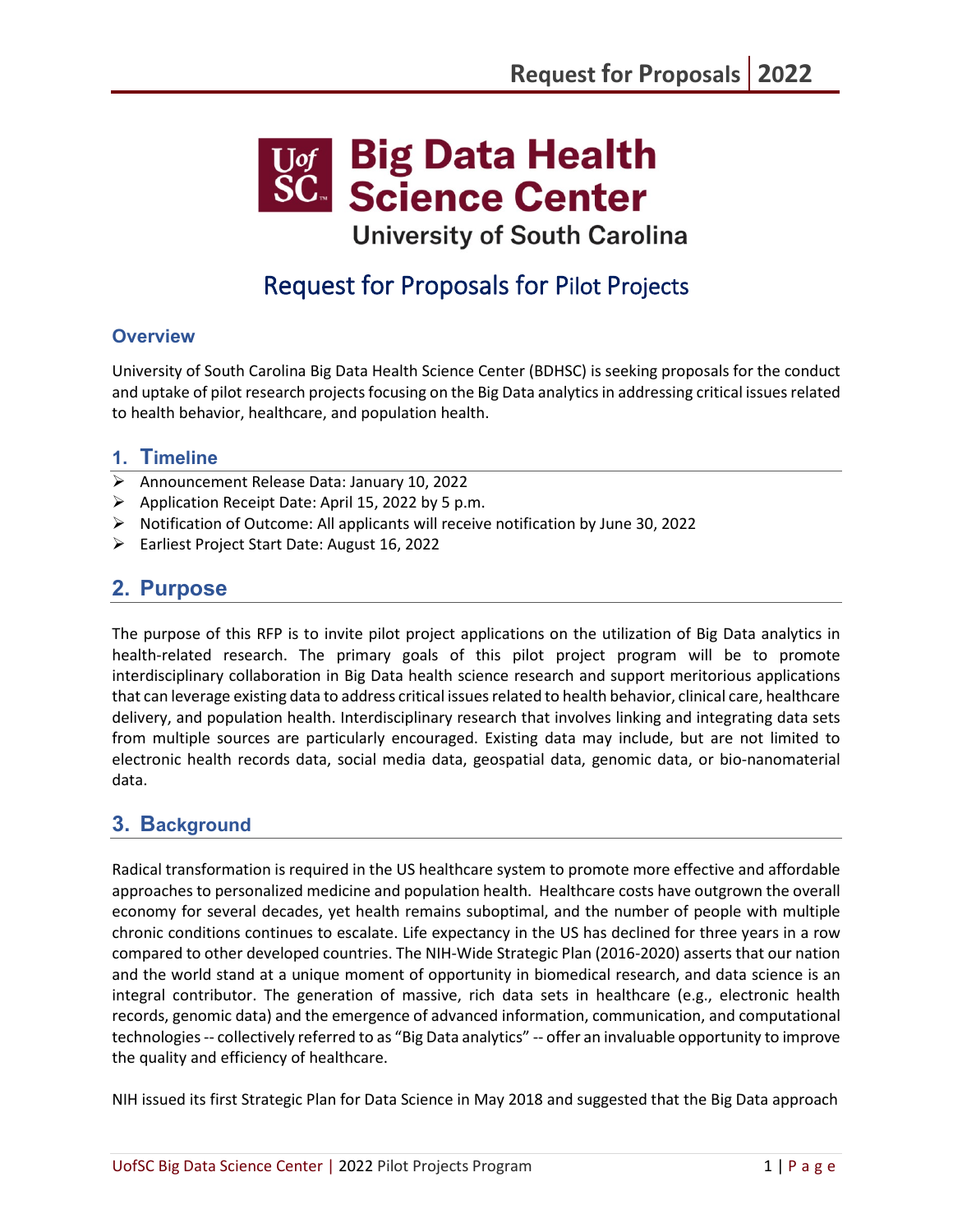# UofSC Big Data Health Science Center

University of South Carolina

## Request for Proposals for Pilot Projects

### Overview

University of South Carolina Big Data Health Science Center (BDHSC) is seeking proposals for the conduct and uptake of pilot research projects focusing on the Big Data analytics in addressing critical issues related to health behavior, healthcare, and population health.

### 1. Timeline

- Announcement Release Data: January 10, 2022
- Application Receipt Date: April 15, 2022 by 5 p.m.
- Notification of Outcome: All applicants will receive notification by June 30, 2022
- Earliest Project Start Date: August 16, 2022

## 2. Purpose

The purpose of this RFP is to invite pilot project applications on the utilization of Big Data analytics in health-related research. The primary goals of this pilot project program will be to promote interdisciplinary collaboration in Big Data health science research and support meritorious applications that can leverage existing data to address critical issues related to health behavior, clinical care, healthcare delivery, and population health. Interdisciplinary research that involves linking and integrating data sets from multiple sources are particularly encouraged. Existing data may include, but are not limited to electronic health records data, social media data, geospatial data, genomic data, or bio-nanomaterial data.

## 3. Background

Radical transformation is required in the US healthcare system to promote more effective and affordable approaches to personalized medicine and population health. Healthcare costs have outgrown the overall economy for several decades, yet health remains suboptimal, and the number of people with multiple chronic conditions continues to escalate. Life expectancy in the US has declined for three years in a row compared to other developed countries. The NIH-Wide Strategic Plan (2016-2020) asserts that our nation and the world stand at a unique moment of opportunity in biomedical research, and data science is an integral contributor. The generation of massive, rich data sets in healthcare (e.g., electronic health records, genomic data) and the emergence of advanced information, communication, and computational technologies -- collectively referred to as "Big Data analytics" -- offer an invaluable opportunity to improve the quality and efficiency of healthcare.

NIH issued its first Strategic Plan for Data Science in May 2018 and suggested that the Big Data approach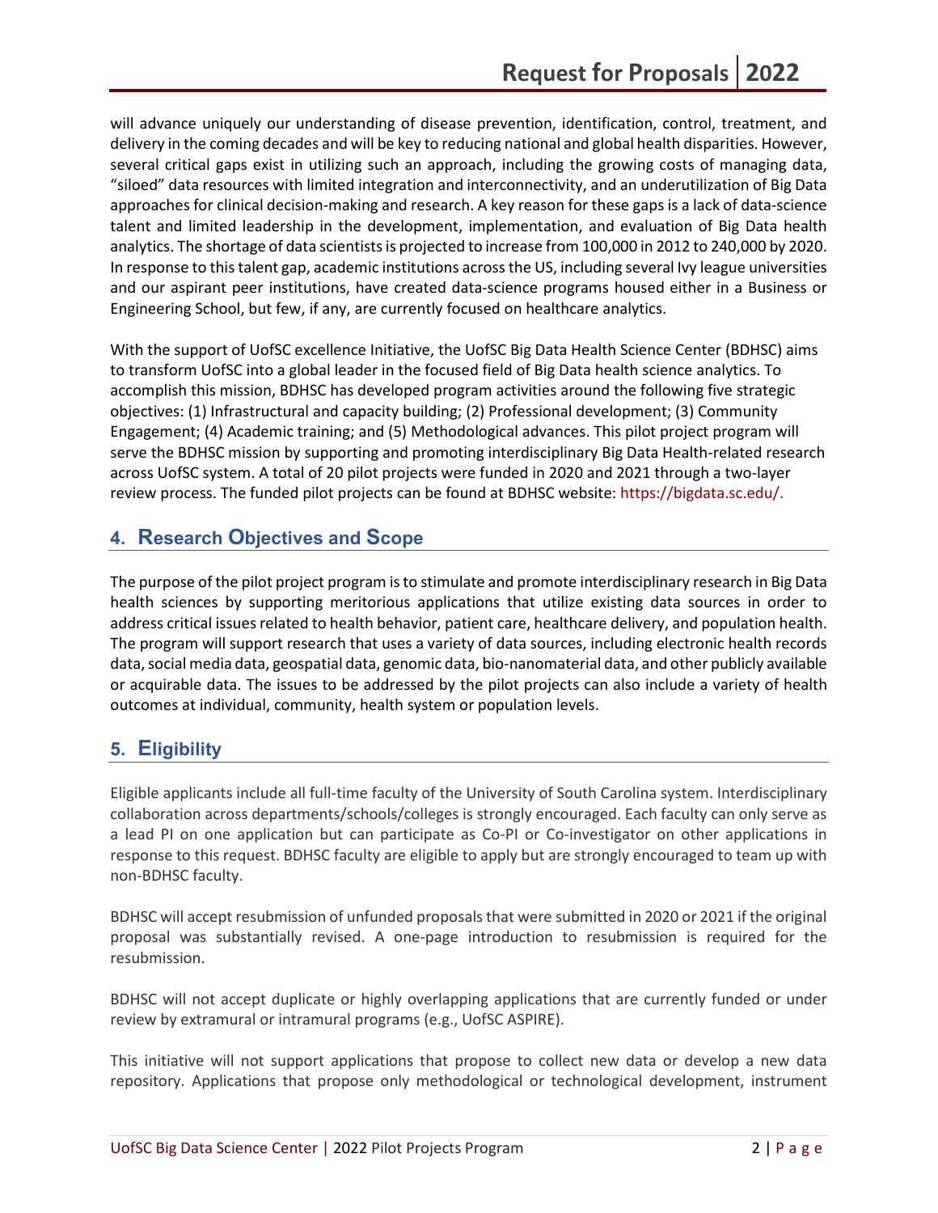will advance uniquely our understanding of disease prevention, identification, control, treatment, and delivery in the coming decades and will be key to reducing national and global health disparities. However, several critical gaps exist in utilizing such an approach, including the growing costs of managing data, "siloed" data resources with limited integration and interconnectivity, and an underutilization of Big Data approaches for clinical decision-making and research. A key reason for these gaps is a lack of data-science talent and limited leadership in the development, implementation, and evaluation of Big Data health analytics. The shortage of data scientists is projected to increase from 100,000 in 2012 to 240,000 by 2020. In response to this talent gap, academic institutions across the US, including several Ivy league universities and our aspirant peer institutions, have created data-science programs housed either in a Business or Engineering School, but few, if any, are currently focused on healthcare analytics.

With the support of UofSC excellence Initiative, the UofSC Big Data Health Science Center (BDHSC) aims to transform UofSC into a global leader in the focused field of Big Data health science analytics. To accomplish this mission, BDHSC has developed program activities around the following five strategic objectives: (1) Infrastructural and capacity building; (2) Professional development; (3) Community Engagement; (4) Academic training; and (5) Methodological advances. This pilot project program will serve the BDHSC mission by supporting and promoting interdisciplinary Big Data Health-related research across UofSC system. A total of 20 pilot projects were funded in 2020 and 2021 through a two-layer review process. The funded pilot projects can be found at BDHSC website: https://bigdata.sc.edu/.

## 4. Research Objectives and Scope

The purpose of the pilot project program is to stimulate and promote interdisciplinary research in Big Data health sciences by supporting meritorious applications that utilize existing data sources in order to address critical issues related to health behavior, patient care, healthcare delivery, and population health. The program will support research that uses a variety of data sources, including electronic health records data, social media data, geospatial data, genomic data, bio-nanomaterial data, and other publicly available or acquirable data. The issues to be addressed by the pilot projects can also include a variety of health outcomes at individual, community, health system or population levels.

## 5. Eligibility

Eligible applicants include all full-time faculty of the University of South Carolina system. Interdisciplinary collaboration across departments/schools/colleges is strongly encouraged. Each faculty can only serve as a lead PI on one application but can participate as Co-PI or Co-investigator on other applications in response to this request. BDHSC faculty are eligible to apply but are strongly encouraged to team up with non-BDHSC faculty.

BDHSC will accept resubmission of unfunded proposals that were submitted in 2020 or 2021 if the original proposal was substantially revised. A one-page introduction to resubmission is required for the resubmission.

BDHSC will not accept duplicate or highly overlapping applications that are currently funded or under review by extramural or intramural programs (e.g., UofSC ASPIRE).

This initiative will not support applications that propose to collect new data or develop a new data repository. Applications that propose only methodological or technological development, instrument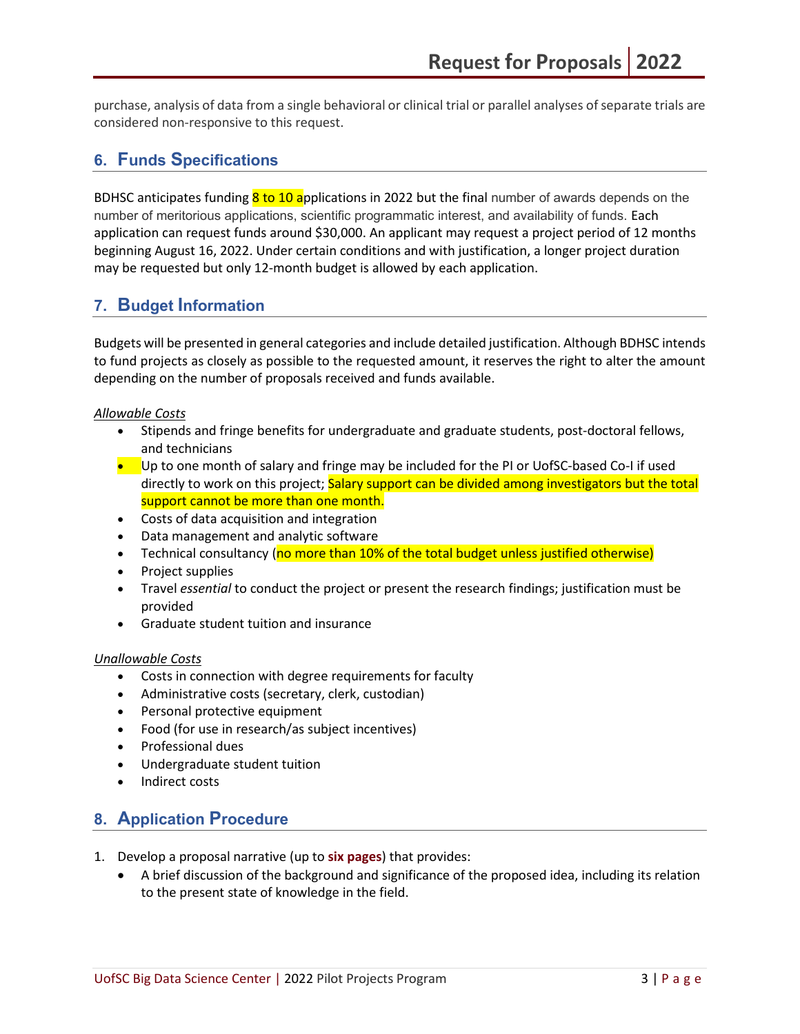purchase, analysis of data from a single behavioral or clinical trial or parallel analyses of separate trials are considered non-responsive to this request.

## 6. Funds Specifications

BDHSC anticipates funding 8 to 10 applications in 2022 but the final number of awards depends on the number of meritorious applications, scientific programmatic interest, and availability of funds. Each application can request funds around $30,000. An applicant may request a project period of 12 months beginning August 16, 2022. Under certain conditions and with justification, a longer project duration may be requested but only 12-month budget is allowed by each application.

## 7. Budget Information

Budgets will be presented in general categories and include detailed justification. Although BDHSC intends to fund projects as closely as possible to the requested amount, it reserves the right to alter the amount depending on the number of proposals received and funds available.

*Allowable Costs*

- Stipends and fringe benefits for undergraduate and graduate students, post-doctoral fellows, and technicians
- Up to one month of salary and fringe may be included for the PI or UofSC-based Co-I if used directly to work on this project; Salary support can be divided among investigators but the total support cannot be more than one month.
- Costs of data acquisition and integration
- Data management and analytic software
- Technical consultancy (no more than 10% of the total budget unless justified otherwise)
- Project supplies
- Travel *essential* to conduct the project or present the research findings; justification must be provided
- Graduate student tuition and insurance

*Unallowable Costs*

- Costs in connection with degree requirements for faculty
- Administrative costs (secretary, clerk, custodian)
- Personal protective equipment
- Food (for use in research/as subject incentives)
- Professional dues
- Undergraduate student tuition
- Indirect costs

## 8. Application Procedure

1. Develop a proposal narrative (up to **six pages**) that provides:
   - A brief discussion of the background and significance of the proposed idea, including its relation to the present state of knowledge in the field.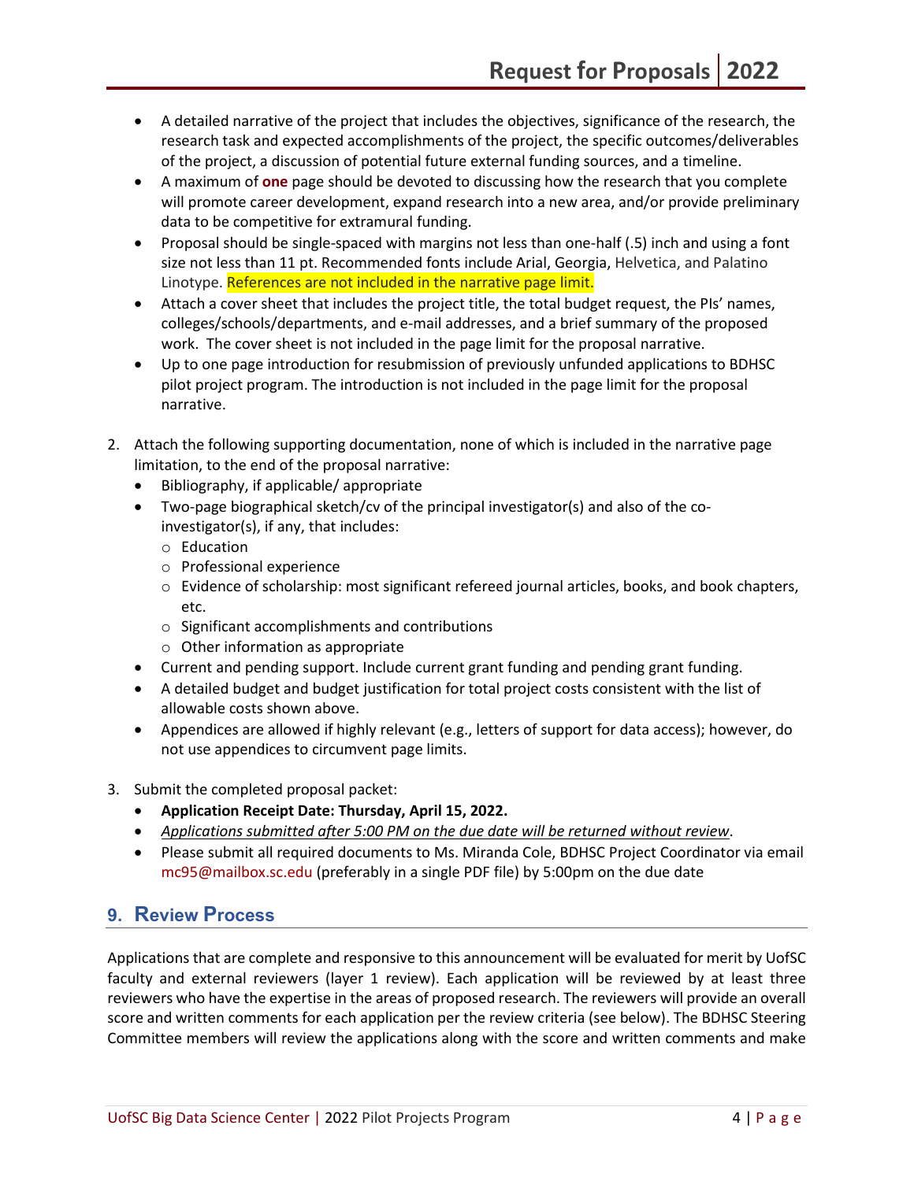- A detailed narrative of the project that includes the objectives, significance of the research, the research task and expected accomplishments of the project, the specific outcomes/deliverables of the project, a discussion of potential future external funding sources, and a timeline.
- A maximum of **one** page should be devoted to discussing how the research that you complete will promote career development, expand research into a new area, and/or provide preliminary data to be competitive for extramural funding.
- Proposal should be single-spaced with margins not less than one-half (.5) inch and using a font size not less than 11 pt. Recommended fonts include Arial, Georgia, Helvetica, and Palatino Linotype. References are not included in the narrative page limit.
- Attach a cover sheet that includes the project title, the total budget request, the PIs' names, colleges/schools/departments, and e-mail addresses, and a brief summary of the proposed work. The cover sheet is not included in the page limit for the proposal narrative.
- Up to one page introduction for resubmission of previously unfunded applications to BDHSC pilot project program. The introduction is not included in the page limit for the proposal narrative.

2. Attach the following supporting documentation, none of which is included in the narrative page limitation, to the end of the proposal narrative:
   - Bibliography, if applicable/ appropriate
   - Two-page biographical sketch/cv of the principal investigator(s) and also of the co-investigator(s), if any, that includes:
     - Education
     - Professional experience
     - Evidence of scholarship: most significant refereed journal articles, books, and book chapters, etc.
     - Significant accomplishments and contributions
     - Other information as appropriate
   - Current and pending support. Include current grant funding and pending grant funding.
   - A detailed budget and budget justification for total project costs consistent with the list of allowable costs shown above.
   - Appendices are allowed if highly relevant (e.g., letters of support for data access); however, do not use appendices to circumvent page limits.

3. Submit the completed proposal packet:
   - **Application Receipt Date: Thursday, April 15, 2022.**
   - *Applications submitted after 5:00 PM on the due date will be returned without review*.
   - Please submit all required documents to Ms. Miranda Cole, BDHSC Project Coordinator via email mc95@mailbox.sc.edu (preferably in a single PDF file) by 5:00pm on the due date

## 9. Review Process

Applications that are complete and responsive to this announcement will be evaluated for merit by UofSC faculty and external reviewers (layer 1 review). Each application will be reviewed by at least three reviewers who have the expertise in the areas of proposed research. The reviewers will provide an overall score and written comments for each application per the review criteria (see below). The BDHSC Steering Committee members will review the applications along with the score and written comments and make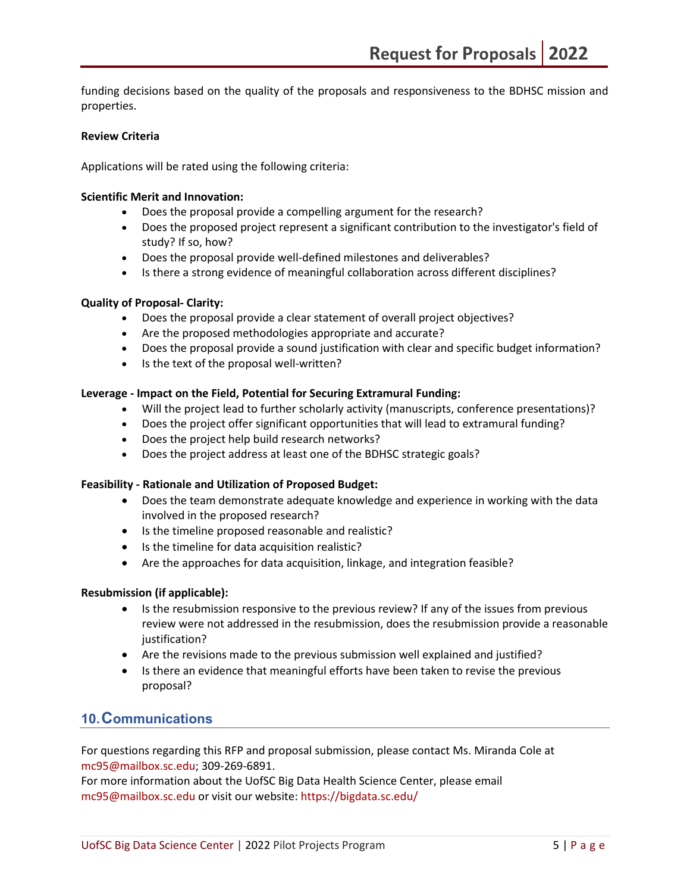funding decisions based on the quality of the proposals and responsiveness to the BDHSC mission and properties.

**Review Criteria**

Applications will be rated using the following criteria:

**Scientific Merit and Innovation:**

- Does the proposal provide a compelling argument for the research?
- Does the proposed project represent a significant contribution to the investigator's field of study? If so, how?
- Does the proposal provide well-defined milestones and deliverables?
- Is there a strong evidence of meaningful collaboration across different disciplines?

**Quality of Proposal- Clarity:**

- Does the proposal provide a clear statement of overall project objectives?
- Are the proposed methodologies appropriate and accurate?
- Does the proposal provide a sound justification with clear and specific budget information?
- Is the text of the proposal well-written?

**Leverage - Impact on the Field, Potential for Securing Extramural Funding:**

- Will the project lead to further scholarly activity (manuscripts, conference presentations)?
- Does the project offer significant opportunities that will lead to extramural funding?
- Does the project help build research networks?
- Does the project address at least one of the BDHSC strategic goals?

**Feasibility - Rationale and Utilization of Proposed Budget:**

- Does the team demonstrate adequate knowledge and experience in working with the data involved in the proposed research?
- Is the timeline proposed reasonable and realistic?
- Is the timeline for data acquisition realistic?
- Are the approaches for data acquisition, linkage, and integration feasible?

**Resubmission (if applicable):**

- Is the resubmission responsive to the previous review? If any of the issues from previous review were not addressed in the resubmission, does the resubmission provide a reasonable justification?
- Are the revisions made to the previous submission well explained and justified?
- Is there an evidence that meaningful efforts have been taken to revise the previous proposal?

## 10. Communications

For questions regarding this RFP and proposal submission, please contact Ms. Miranda Cole at mc95@mailbox.sc.edu; 309-269-6891.
For more information about the UofSC Big Data Health Science Center, please email mc95@mailbox.sc.edu or visit our website: https://bigdata.sc.edu/